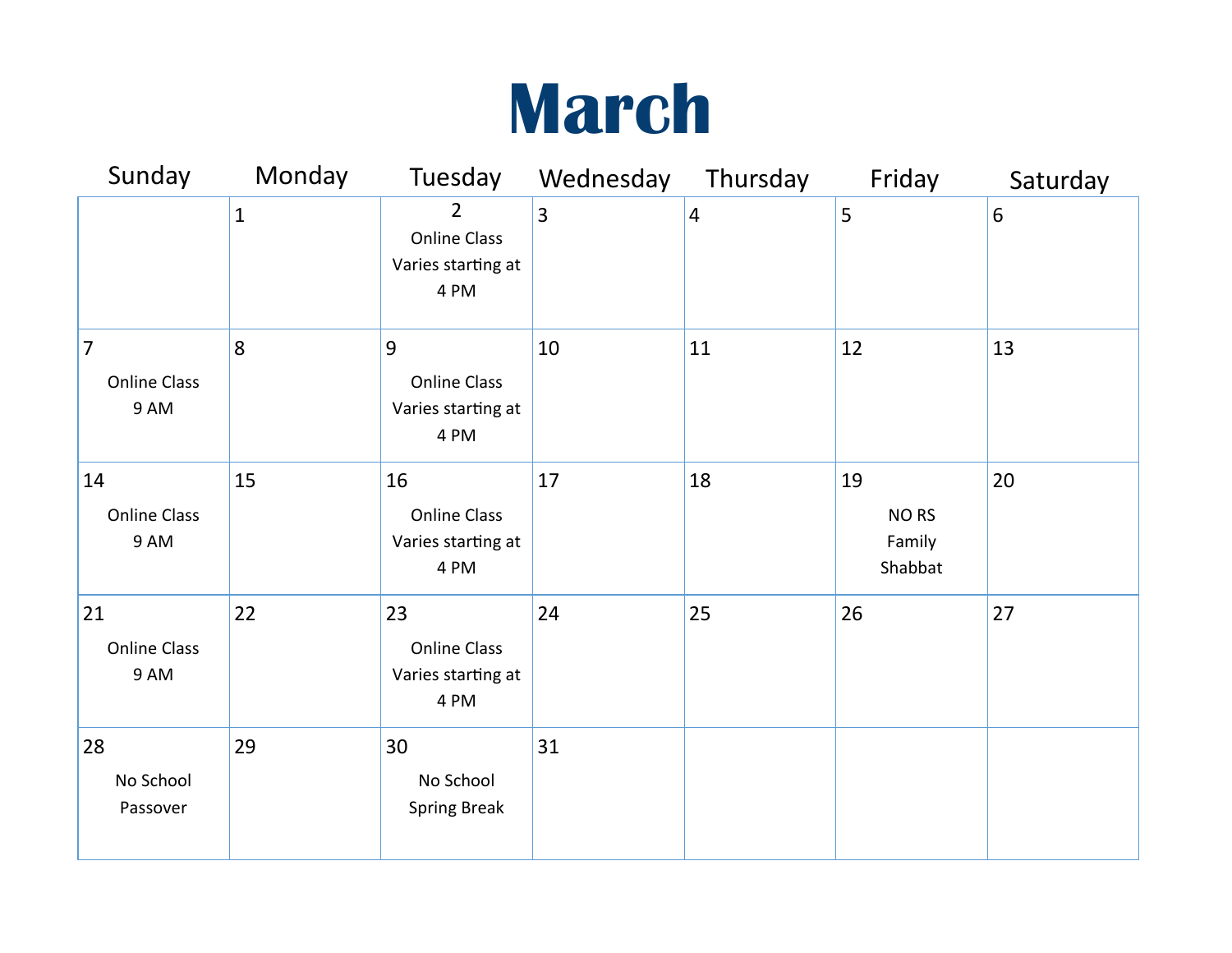# March

| Sunday | Monday | Tuesday | Wednesday | Thursday | Friday | Saturday |
|---|---|---|---|---|---|---|
| | 1 | 2 Online Class Varies starting at 4 PM | 3 | 4 | 5 | 6 |
| 7 Online Class 9 AM | 8 | 9 Online Class Varies starting at 4 PM | 10 | 11 | 12 | 13 |
| 14 Online Class 9 AM | 15 | 16 Online Class Varies starting at 4 PM | 17 | 18 | 19 NO RS Family Shabbat | 20 |
| 21 Online Class 9 AM | 22 | 23 Online Class Varies starting at 4 PM | 24 | 25 | 26 | 27 |
| 28 No School Passover | 29 | 30 No School Spring Break | 31 | | | |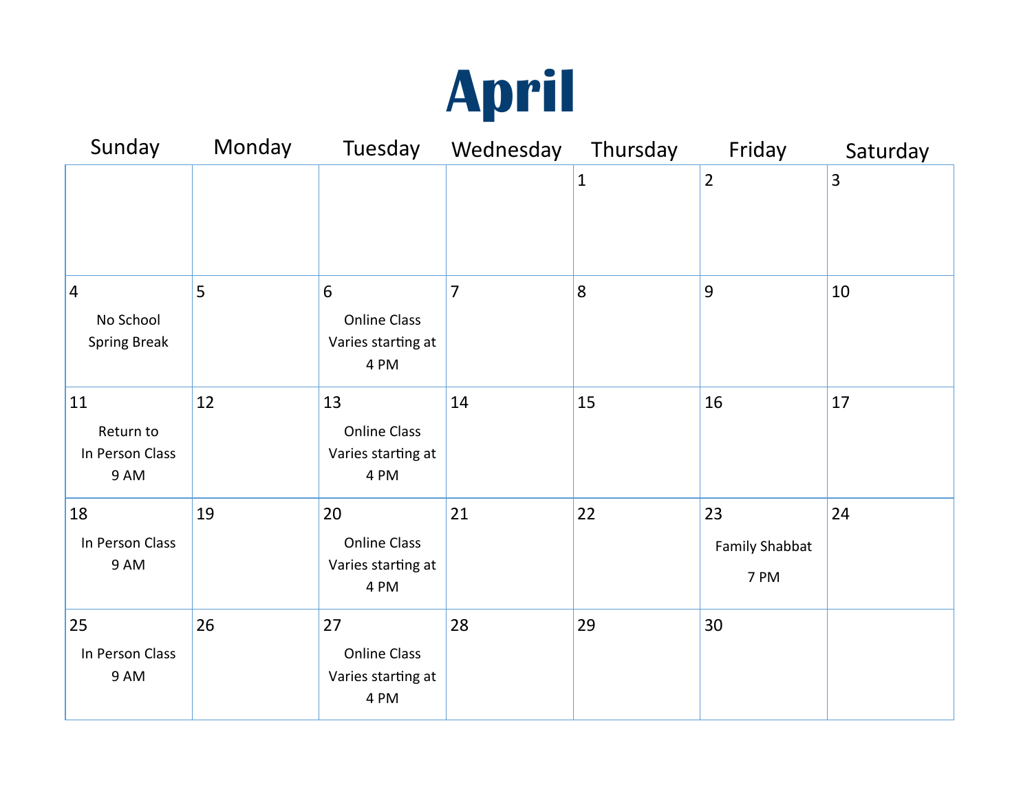# April

| Sunday | Monday | Tuesday | Wednesday | Thursday | Friday | Saturday |
|---|---|---|---|---|---|---|
| | | | | 1 | 2 | 3 |
| 4<br>No School<br>Spring Break | 5 | 6<br>Online Class<br>Varies starting at<br>4 PM | 7 | 8 | 9 | 10 |
| 11<br>Return to<br>In Person Class<br>9 AM | 12 | 13<br>Online Class<br>Varies starting at<br>4 PM | 14 | 15 | 16 | 17 |
| 18<br>In Person Class<br>9 AM | 19 | 20<br>Online Class<br>Varies starting at<br>4 PM | 21 | 22 | 23<br>Family Shabbat<br>7 PM | 24 |
| 25<br>In Person Class<br>9 AM | 26 | 27<br>Online Class<br>Varies starting at<br>4 PM | 28 | 29 | 30 | |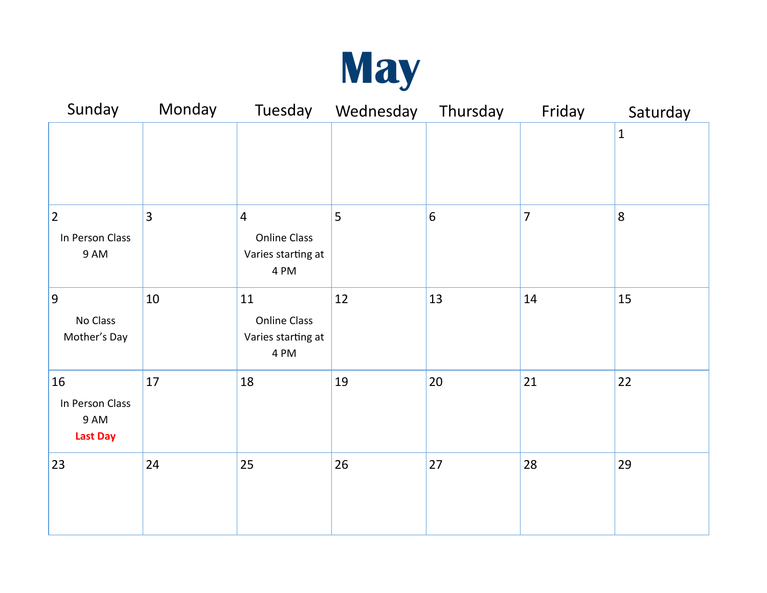# May

| Sunday | Monday | Tuesday | Wednesday | Thursday | Friday | Saturday |
|---|---|---|---|---|---|---|
| | | | | | | 1 |
| 2 In Person Class 9 AM | 3 | 4 Online Class Varies starting at 4 PM | 5 | 6 | 7 | 8 |
| 9 No Class Mother's Day | 10 | 11 Online Class Varies starting at 4 PM | 12 | 13 | 14 | 15 |
| 16 In Person Class 9 AM **Last Day** | 17 | 18 | 19 | 20 | 21 | 22 |
| 23 | 24 | 25 | 26 | 27 | 28 | 29 |